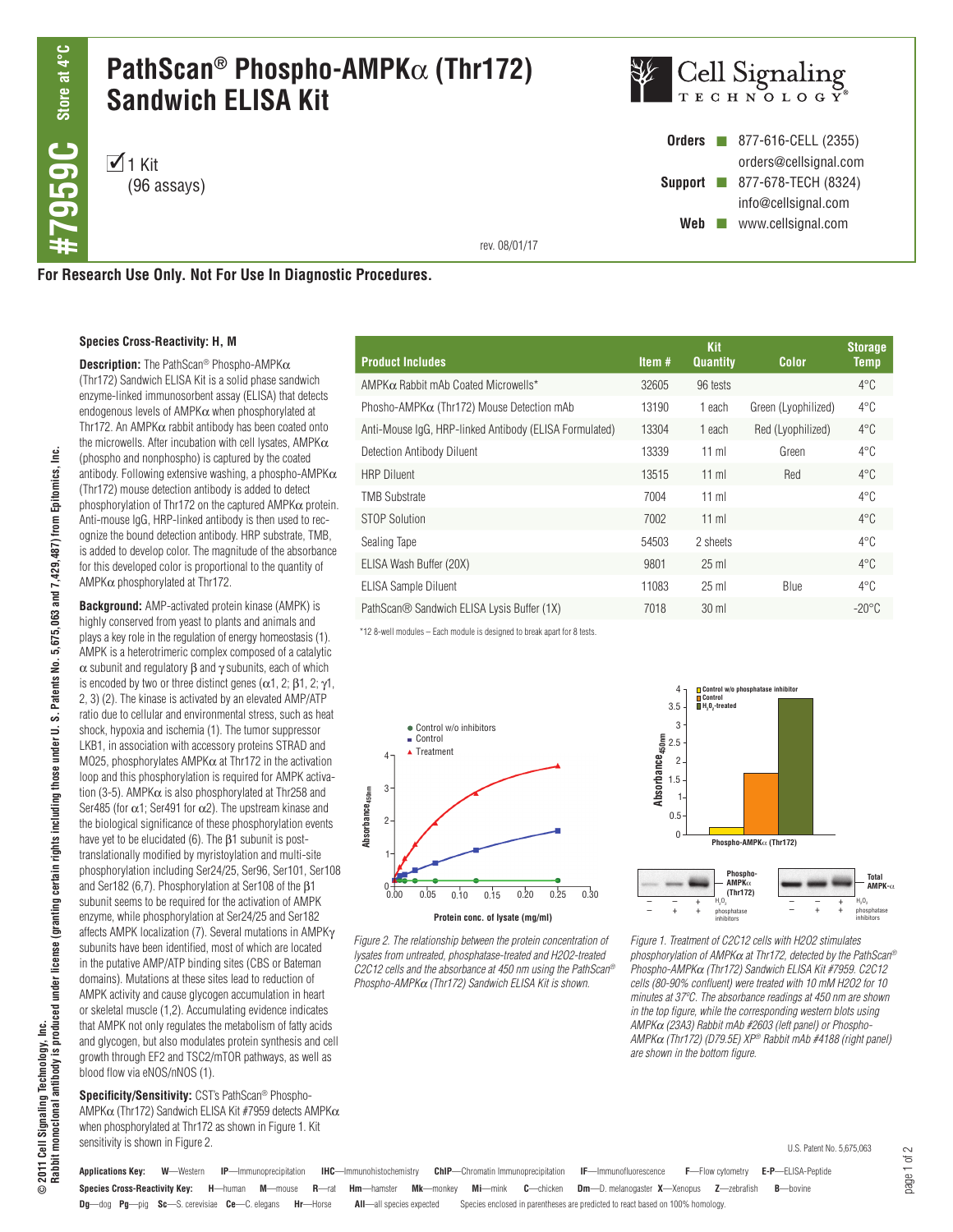# PathScan® Phospho-AMPKα (Thr172) Sandwich ELISA Kit

**#7959C** Store at 4°C

☑ 1 Kit (96 assays)

Cell Signaling Technology

**Orders** 877-616-CELL (2355) orders@cellsignal.com
**Support** 877-678-TECH (8324) info@cellsignal.com
**Web** www.cellsignal.com

rev. 08/01/17

**For Research Use Only. Not For Use In Diagnostic Procedures.**

**Species Cross-Reactivity: H, M**

**Description:** The PathScan® Phospho-AMPKα (Thr172) Sandwich ELISA Kit is a solid phase sandwich enzyme-linked immunosorbent assay (ELISA) that detects endogenous levels of AMPKα when phosphorylated at Thr172. An AMPKα rabbit antibody has been coated onto the microwells. After incubation with cell lysates, AMPKα (phospho and nonphospho) is captured by the coated antibody. Following extensive washing, a phospho-AMPKα (Thr172) mouse detection antibody is added to detect phosphorylation of Thr172 on the captured AMPKα protein. Anti-mouse IgG, HRP-linked antibody is then used to recognize the bound detection antibody. HRP substrate, TMB, is added to develop color. The magnitude of the absorbance for this developed color is proportional to the quantity of AMPKα phosphorylated at Thr172.

**Background:** AMP-activated protein kinase (AMPK) is highly conserved from yeast to plants and animals and plays a key role in the regulation of energy homeostasis (1). AMPK is a heterotrimeric complex composed of a catalytic α subunit and regulatory β and γ subunits, each of which is encoded by two or three distinct genes (α1, 2; β1, 2; γ1, 2, 3) (2). The kinase is activated by an elevated AMP/ATP ratio due to cellular and environmental stress, such as heat shock, hypoxia and ischemia (1). The tumor suppressor LKB1, in association with accessory proteins STRAD and MO25, phosphorylates AMPKα at Thr172 in the activation loop and this phosphorylation is required for AMPK activation (3-5). AMPKα is also phosphorylated at Thr258 and Ser485 (for α1; Ser491 for α2). The upstream kinase and the biological significance of these phosphorylation events have yet to be elucidated (6). The β1 subunit is post-translationally modified by myristoylation and multi-site phosphorylation including Ser24/25, Ser96, Ser101, Ser108 and Ser182 (6,7). Phosphorylation at Ser108 of the β1 subunit seems to be required for the activation of AMPK enzyme, while phosphorylation at Ser24/25 and Ser182 affects AMPK localization (7). Several mutations in AMPKγ subunits have been identified, most of which are located in the putative AMP/ATP binding sites (CBS or Bateman domains). Mutations at these sites lead to reduction of AMPK activity and cause glycogen accumulation in heart or skeletal muscle (1,2). Accumulating evidence indicates that AMPK not only regulates the metabolism of fatty acids and glycogen, but also modulates protein synthesis and cell growth through EF2 and TSC2/mTOR pathways, as well as blood flow via eNOS/nNOS (1).

**Specificity/Sensitivity:** CST's PathScan® Phospho-AMPKα (Thr172) Sandwich ELISA Kit #7959 detects AMPKα when phosphorylated at Thr172 as shown in Figure 1. Kit sensitivity is shown in Figure 2.

| Product Includes | Item # | Kit Quantity | Color | Storage Temp |
|---|---|---|---|---|
| AMPKα Rabbit mAb Coated Microwells* | 32605 | 96 tests | | 4°C |
| Phosho-AMPKα (Thr172) Mouse Detection mAb | 13190 | 1 each | Green (Lyophilized) | 4°C |
| Anti-Mouse IgG, HRP-linked Antibody (ELISA Formulated) | 13304 | 1 each | Red (Lyophilized) | 4°C |
| Detection Antibody Diluent | 13339 | 11 ml | Green | 4°C |
| HRP Diluent | 13515 | 11 ml | Red | 4°C |
| TMB Substrate | 7004 | 11 ml | | 4°C |
| STOP Solution | 7002 | 11 ml | | 4°C |
| Sealing Tape | 54503 | 2 sheets | | 4°C |
| ELISA Wash Buffer (20X) | 9801 | 25 ml | | 4°C |
| ELISA Sample Diluent | 11083 | 25 ml | Blue | 4°C |
| PathScan® Sandwich ELISA Lysis Buffer (1X) | 7018 | 30 ml | | -20°C |

*12 8-well modules – Each module is designed to break apart for 8 tests.

*Figure 2. The relationship between the protein concentration of lysates from untreated, phosphatase-treated and H2O2-treated C2C12 cells and the absorbance at 450 nm using the PathScan® Phospho-AMPKα (Thr172) Sandwich ELISA Kit is shown.*

*Figure 1. Treatment of C2C12 cells with H2O2 stimulates phosphorylation of AMPKα at Thr172, detected by the PathScan® Phospho-AMPKα (Thr172) Sandwich ELISA Kit #7959. C2C12 cells (80-90% confluent) were treated with 10 mM H2O2 for 10 minutes at 37°C. The absorbance readings at 450 nm are shown in the top figure, while the corresponding western blots using AMPKα (23A3) Rabbit mAb #2603 (left panel) or Phospho-AMPKα (Thr172) (D79.5E) XP® Rabbit mAb #4188 (right panel) are shown in the bottom figure.*

U.S. Patent No. 5,675,063

© 2011 Cell Signaling Technology, Inc.
Rabbit monoclonal antibody is produced under license (granting certain rights including those under U. S. Patents No. 5,675,063 and 7,429,487) from Epitomics, Inc.

**Applications Key:** **W**—Western **IP**—Immunoprecipitation **IHC**—Immunohistochemistry **ChIP**—Chromatin Immunoprecipitation **IF**—Immunofluorescence **F**—Flow cytometry **E-P**—ELISA-Peptide

**Species Cross-Reactivity Key:** **H**—human **M**—mouse **R**—rat **Hm**—hamster **Mk**—monkey **Mi**—mink **C**—chicken **Dm**—D. melanogaster **X**—Xenopus **Z**—zebrafish **B**—bovine **Dg**—dog **Pg**—pig **Sc**—S. cerevisiae **Ce**—C. elegans **Hr**—Horse **All**—all species expected Species enclosed in parentheses are predicted to react based on 100% homology.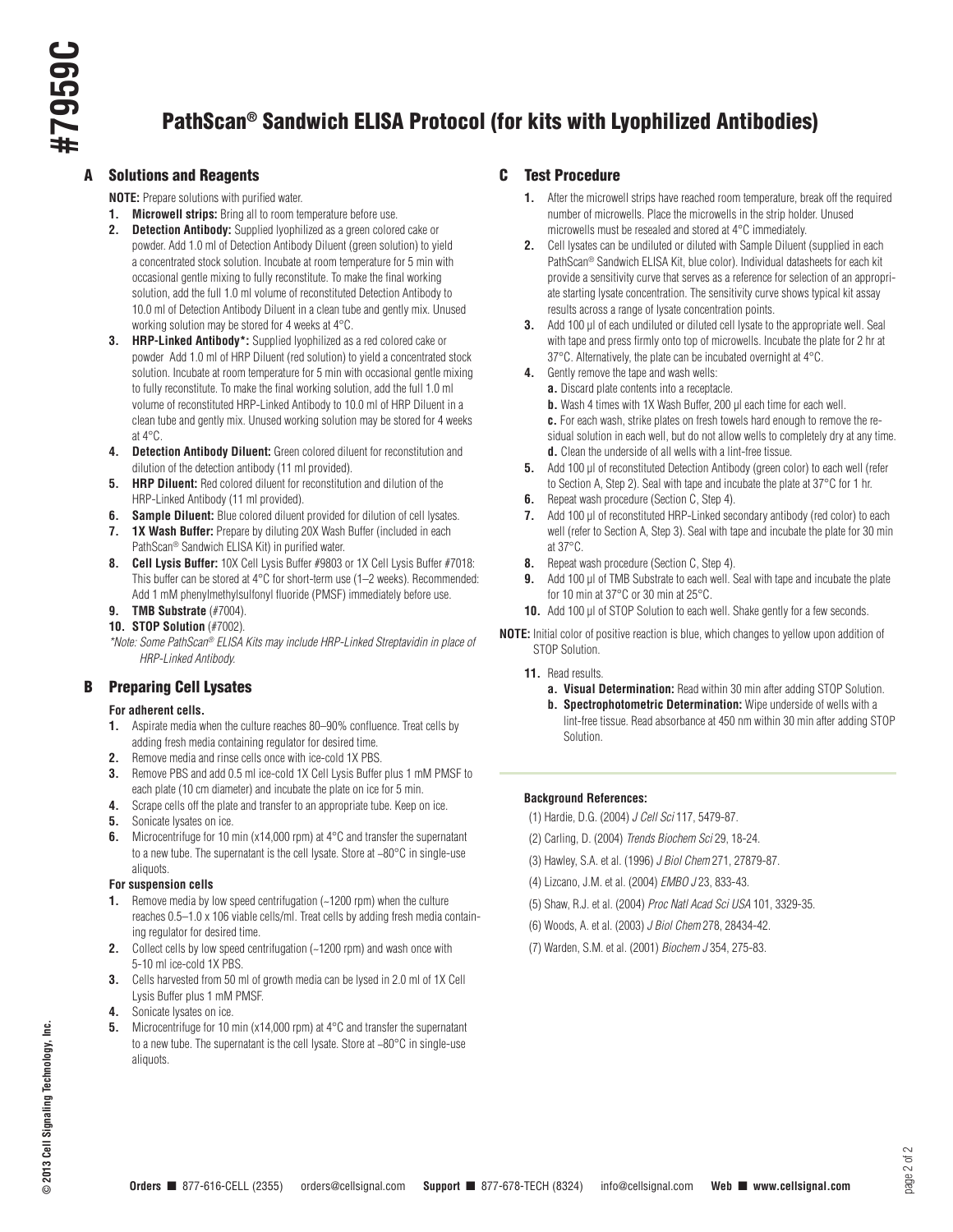# PathScan® Sandwich ELISA Protocol (for kits with Lyophilized Antibodies)

## A Solutions and Reagents

**NOTE:** Prepare solutions with purified water.

1. **Microwell strips:** Bring all to room temperature before use.
2. **Detection Antibody:** Supplied lyophilized as a green colored cake or powder. Add 1.0 ml of Detection Antibody Diluent (green solution) to yield a concentrated stock solution. Incubate at room temperature for 5 min with occasional gentle mixing to fully reconstitute. To make the final working solution, add the full 1.0 ml volume of reconstituted Detection Antibody to 10.0 ml of Detection Antibody Diluent in a clean tube and gently mix. Unused working solution may be stored for 4 weeks at 4°C.
3. **HRP-Linked Antibody*:** Supplied lyophilized as a red colored cake or powder Add 1.0 ml of HRP Diluent (red solution) to yield a concentrated stock solution. Incubate at room temperature for 5 min with occasional gentle mixing to fully reconstitute. To make the final working solution, add the full 1.0 ml volume of reconstituted HRP-Linked Antibody to 10.0 ml of HRP Diluent in a clean tube and gently mix. Unused working solution may be stored for 4 weeks at 4°C.
4. **Detection Antibody Diluent:** Green colored diluent for reconstitution and dilution of the detection antibody (11 ml provided).
5. **HRP Diluent:** Red colored diluent for reconstitution and dilution of the HRP-Linked Antibody (11 ml provided).
6. **Sample Diluent:** Blue colored diluent provided for dilution of cell lysates.
7. **1X Wash Buffer:** Prepare by diluting 20X Wash Buffer (included in each PathScan® Sandwich ELISA Kit) in purified water.
8. **Cell Lysis Buffer:** 10X Cell Lysis Buffer #9803 or 1X Cell Lysis Buffer #7018: This buffer can be stored at 4°C for short-term use (1–2 weeks). Recommended: Add 1 mM phenylmethylsulfonyl fluoride (PMSF) immediately before use.
9. **TMB Substrate** (#7004).
10. **STOP Solution** (#7002).

*\*Note: Some PathScan® ELISA Kits may include HRP-Linked Streptavidin in place of HRP-Linked Antibody.*

## B Preparing Cell Lysates

**For adherent cells.**

1. Aspirate media when the culture reaches 80–90% confluence. Treat cells by adding fresh media containing regulator for desired time.
2. Remove media and rinse cells once with ice-cold 1X PBS.
3. Remove PBS and add 0.5 ml ice-cold 1X Cell Lysis Buffer plus 1 mM PMSF to each plate (10 cm diameter) and incubate the plate on ice for 5 min.
4. Scrape cells off the plate and transfer to an appropriate tube. Keep on ice.
5. Sonicate lysates on ice.
6. Microcentrifuge for 10 min (x14,000 rpm) at 4°C and transfer the supernatant to a new tube. The supernatant is the cell lysate. Store at –80°C in single-use aliquots.

**For suspension cells**

1. Remove media by low speed centrifugation (~1200 rpm) when the culture reaches 0.5–1.0 x 106 viable cells/ml. Treat cells by adding fresh media containing regulator for desired time.
2. Collect cells by low speed centrifugation (~1200 rpm) and wash once with 5-10 ml ice-cold 1X PBS.
3. Cells harvested from 50 ml of growth media can be lysed in 2.0 ml of 1X Cell Lysis Buffer plus 1 mM PMSF.
4. Sonicate lysates on ice.
5. Microcentrifuge for 10 min (x14,000 rpm) at 4°C and transfer the supernatant to a new tube. The supernatant is the cell lysate. Store at –80°C in single-use aliquots.

## C Test Procedure

1. After the microwell strips have reached room temperature, break off the required number of microwells. Place the microwells in the strip holder. Unused microwells must be resealed and stored at 4°C immediately.
2. Cell lysates can be undiluted or diluted with Sample Diluent (supplied in each PathScan® Sandwich ELISA Kit, blue color). Individual datasheets for each kit provide a sensitivity curve that serves as a reference for selection of an appropriate starting lysate concentration. The sensitivity curve shows typical kit assay results across a range of lysate concentration points.
3. Add 100 µl of each undiluted or diluted cell lysate to the appropriate well. Seal with tape and press firmly onto top of microwells. Incubate the plate for 2 hr at 37°C. Alternatively, the plate can be incubated overnight at 4°C.
4. Gently remove the tape and wash wells:
   - **a.** Discard plate contents into a receptacle.
   - **b.** Wash 4 times with 1X Wash Buffer, 200 µl each time for each well.
   - **c.** For each wash, strike plates on fresh towels hard enough to remove the residual solution in each well, but do not allow wells to completely dry at any time.
   - **d.** Clean the underside of all wells with a lint-free tissue.
5. Add 100 µl of reconstituted Detection Antibody (green color) to each well (refer to Section A, Step 2). Seal with tape and incubate the plate at 37°C for 1 hr.
6. Repeat wash procedure (Section C, Step 4).
7. Add 100 µl of reconstituted HRP-Linked secondary antibody (red color) to each well (refer to Section A, Step 3). Seal with tape and incubate the plate for 30 min at 37°C.
8. Repeat wash procedure (Section C, Step 4).
9. Add 100 µl of TMB Substrate to each well. Seal with tape and incubate the plate for 10 min at 37°C or 30 min at 25°C.
10. Add 100 µl of STOP Solution to each well. Shake gently for a few seconds.

**NOTE:** Initial color of positive reaction is blue, which changes to yellow upon addition of STOP Solution.

11. Read results.
    - **a. Visual Determination:** Read within 30 min after adding STOP Solution.
    - **b. Spectrophotometric Determination:** Wipe underside of wells with a lint-free tissue. Read absorbance at 450 nm within 30 min after adding STOP Solution.

**Background References:**

(1) Hardie, D.G. (2004) *J Cell Sci* 117, 5479-87.

(2) Carling, D. (2004) *Trends Biochem Sci* 29, 18-24.

(3) Hawley, S.A. et al. (1996) *J Biol Chem* 271, 27879-87.

(4) Lizcano, J.M. et al. (2004) *EMBO J* 23, 833-43.

(5) Shaw, R.J. et al. (2004) *Proc Natl Acad Sci USA* 101, 3329-35.

(6) Woods, A. et al. (2003) *J Biol Chem* 278, 28434-42.

(7) Warden, S.M. et al. (2001) *Biochem J* 354, 275-83.